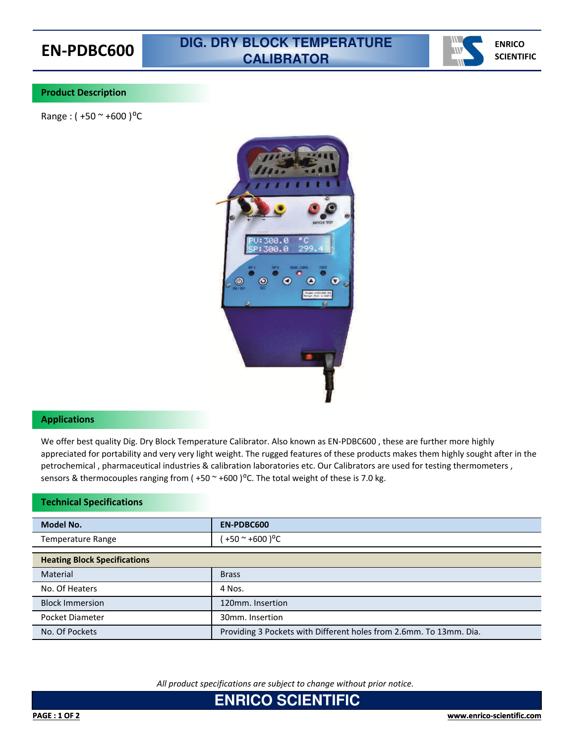# EN-PDBC600

## DIG. DRY BLOCK TEMPERATURE CALIBRATOR

ENRICO SCIENTIFIC

### Product Description

Range : ( +50 ~ +600 )$^{o}$C

### Applications

We offer best quality Dig. Dry Block Temperature Calibrator. Also known as EN-PDBC600 , these are further more highly appreciated for portability and very very light weight. The rugged features of these products makes them highly sought after in the petrochemical , pharmaceutical industries & calibration laboratories etc. Our Calibrators are used for testing thermometers , sensors & thermocouples ranging from ( +50 ~ +600 )$^{o}$C. The total weight of these is 7.0 kg.

### Technical Specifications

| Model No. | EN-PDBC600 |
|---|---|
| Temperature Range | ( +50 ~ +600 )$^{o}$C |

| Heating Block Specifications | |
|---|---|
| Material | Brass |
| No. Of Heaters | 4 Nos. |
| Block Immersion | 120mm. Insertion |
| Pocket Diameter | 30mm. Insertion |
| No. Of Pockets | Providing 3 Pockets with Different holes from 2.6mm. To 13mm. Dia. |

*All product specifications are subject to change without prior notice.*

ENRICO SCIENTIFIC

www.enrico-scientific.com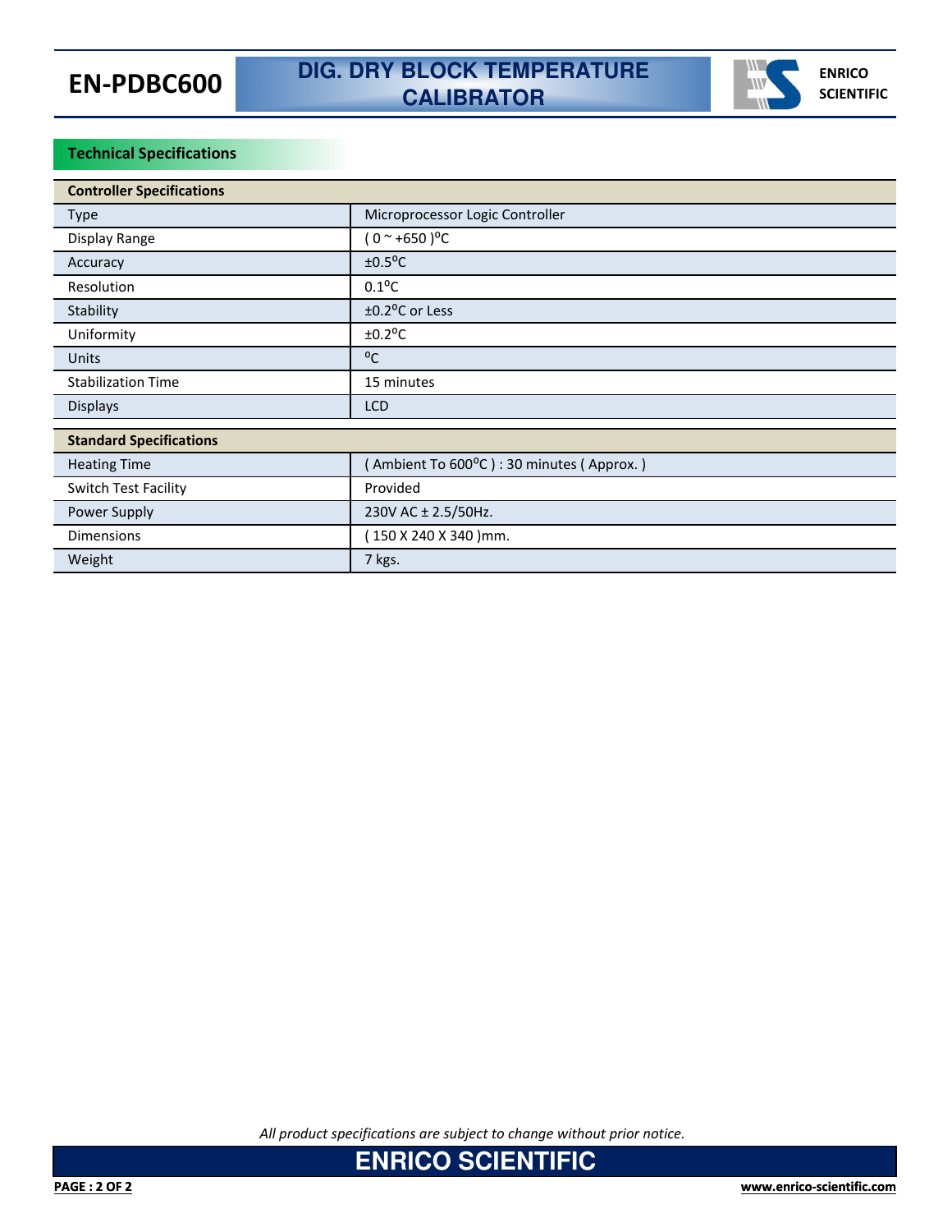## Technical Specifications

| Controller Specifications | |
|---|---|
| Type | Microprocessor Logic Controller |
| Display Range | ( 0 ~ +650 )ºC |
| Accuracy | ±0.5ºC |
| Resolution | 0.1ºC |
| Stability | ±0.2ºC or Less |
| Uniformity | ±0.2ºC |
| Units | ºC |
| Stabilization Time | 15 minutes |
| Displays | LCD |

| Standard Specifications | |
|---|---|
| Heating Time | ( Ambient To 600ºC ) : 30 minutes ( Approx. ) |
| Switch Test Facility | Provided |
| Power Supply | 230V AC ± 2.5/50Hz. |
| Dimensions | ( 150 X 240 X 340 )mm. |
| Weight | 7 kgs. |

*All product specifications are subject to change without prior notice.*